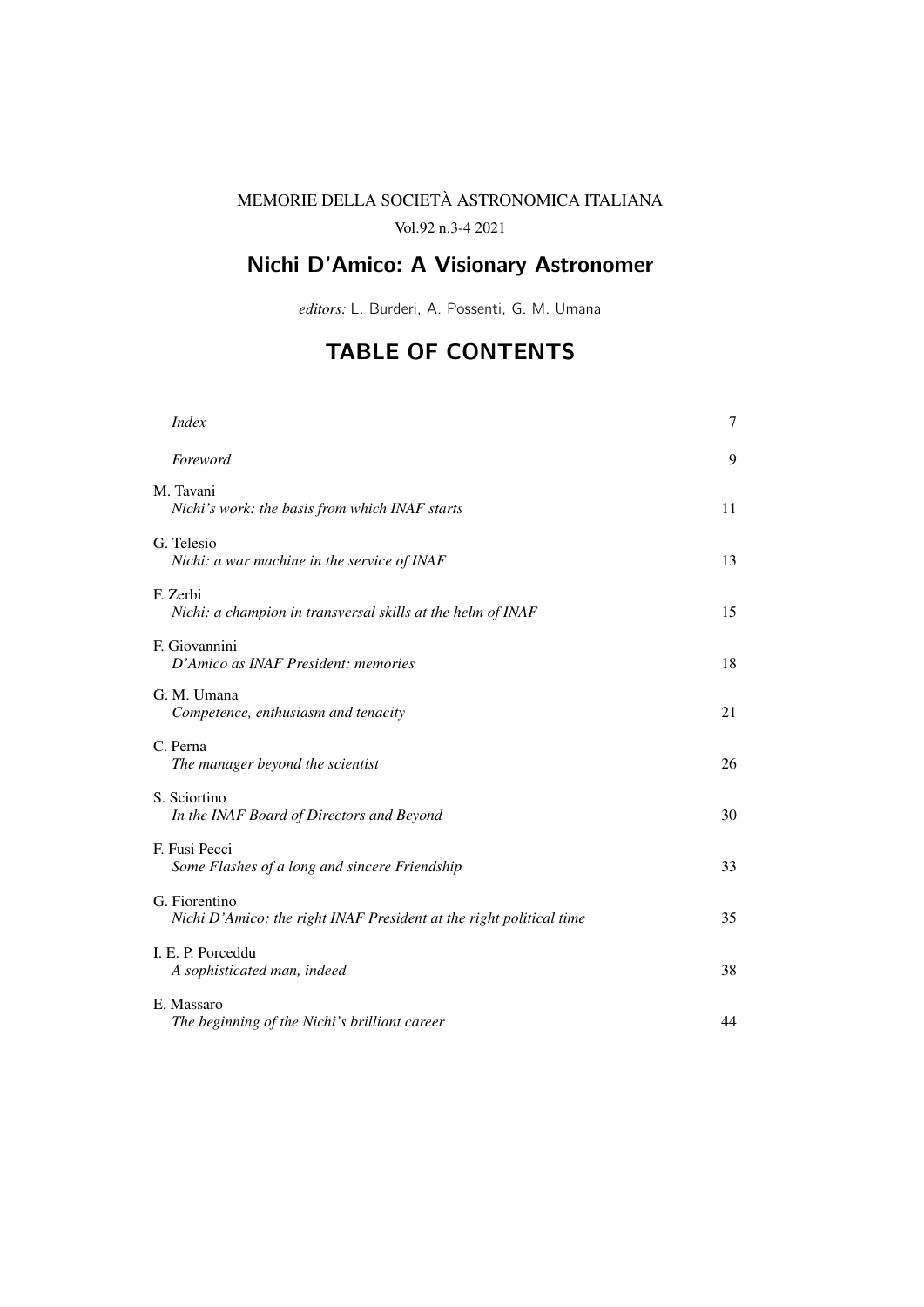MEMORIE DELLA SOCIETÀ ASTRONOMICA ITALIANA

Vol.92 n.3-4 2021

# Nichi D'Amico: A Visionary Astronomer

*editors:* L. Burderi, A. Possenti, G. M. Umana

## TABLE OF CONTENTS

*Index* 7

*Foreword* 9

M. Tavani
*Nichi's work: the basis from which INAF starts* 11

G. Telesio
*Nichi: a war machine in the service of INAF* 13

F. Zerbi
*Nichi: a champion in transversal skills at the helm of INAF* 15

F. Giovannini
*D'Amico as INAF President: memories* 18

G. M. Umana
*Competence, enthusiasm and tenacity* 21

C. Perna
*The manager beyond the scientist* 26

S. Sciortino
*In the INAF Board of Directors and Beyond* 30

F. Fusi Pecci
*Some Flashes of a long and sincere Friendship* 33

G. Fiorentino
*Nichi D'Amico: the right INAF President at the right political time* 35

I. E. P. Porceddu
*A sophisticated man, indeed* 38

E. Massaro
*The beginning of the Nichi's brilliant career* 44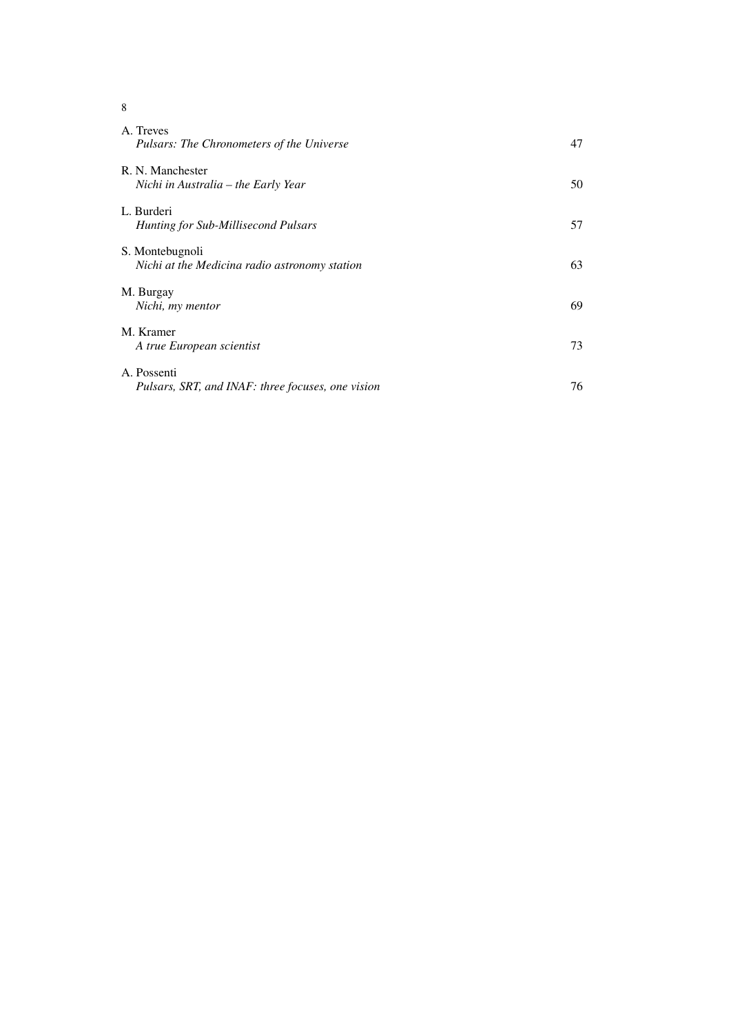A. Treves
*Pulsars: The Chronometers of the Universe* 47

R. N. Manchester
*Nichi in Australia – the Early Year* 50

L. Burderi
*Hunting for Sub-Millisecond Pulsars* 57

S. Montebugnoli
*Nichi at the Medicina radio astronomy station* 63

M. Burgay
*Nichi, my mentor* 69

M. Kramer
*A true European scientist* 73

A. Possenti
*Pulsars, SRT, and INAF: three focuses, one vision* 76